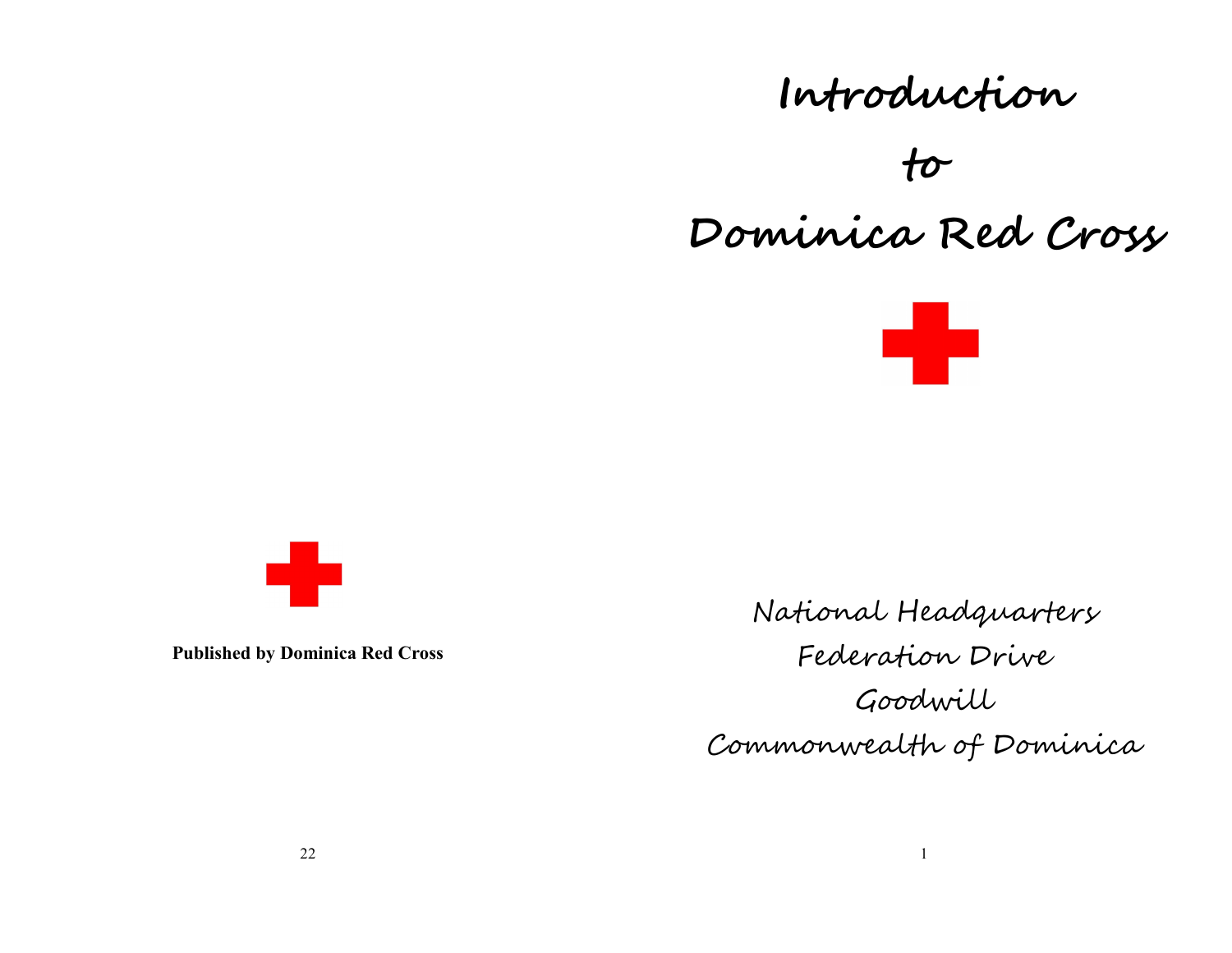**Published by Dominica Red Cross**

# Introduction to Dominica Red Cross

National Headquarters
Federation Drive
Goodwill
Commonwealth of Dominica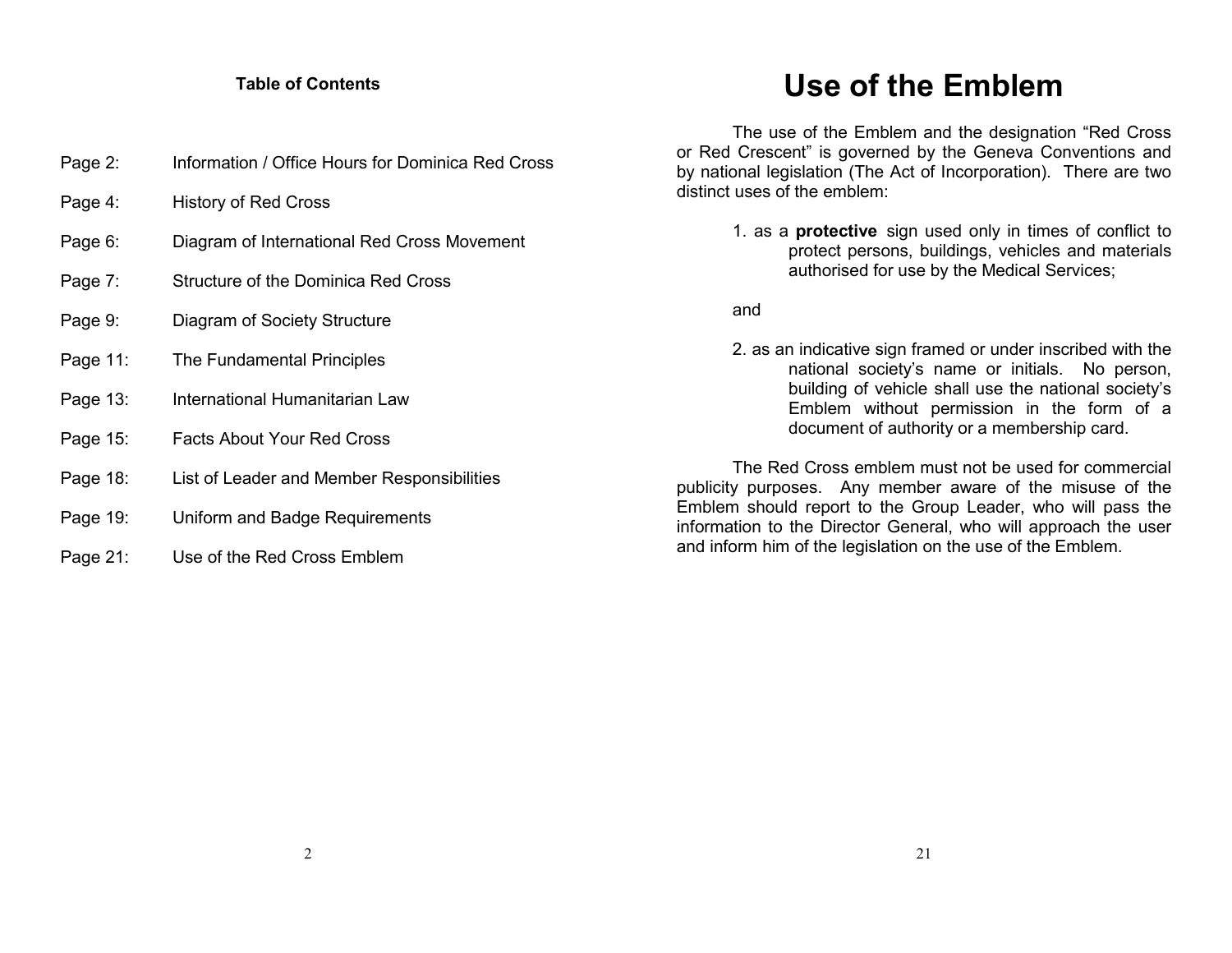**Table of Contents**

| | |
|---|---|
| Page 2: | Information / Office Hours for Dominica Red Cross |
| Page 4: | History of Red Cross |
| Page 6: | Diagram of International Red Cross Movement |
| Page 7: | Structure of the Dominica Red Cross |
| Page 9: | Diagram of Society Structure |
| Page 11: | The Fundamental Principles |
| Page 13: | International Humanitarian Law |
| Page 15: | Facts About Your Red Cross |
| Page 18: | List of Leader and Member Responsibilities |
| Page 19: | Uniform and Badge Requirements |
| Page 21: | Use of the Red Cross Emblem |

# Use of the Emblem

The use of the Emblem and the designation "Red Cross or Red Crescent" is governed by the Geneva Conventions and by national legislation (The Act of Incorporation). There are two distinct uses of the emblem:

1. as a **protective** sign used only in times of conflict to protect persons, buildings, vehicles and materials authorised for use by the Medical Services;

and

2. as an indicative sign framed or under inscribed with the national society's name or initials. No person, building of vehicle shall use the national society's Emblem without permission in the form of a document of authority or a membership card.

The Red Cross emblem must not be used for commercial publicity purposes. Any member aware of the misuse of the Emblem should report to the Group Leader, who will pass the information to the Director General, who will approach the user and inform him of the legislation on the use of the Emblem.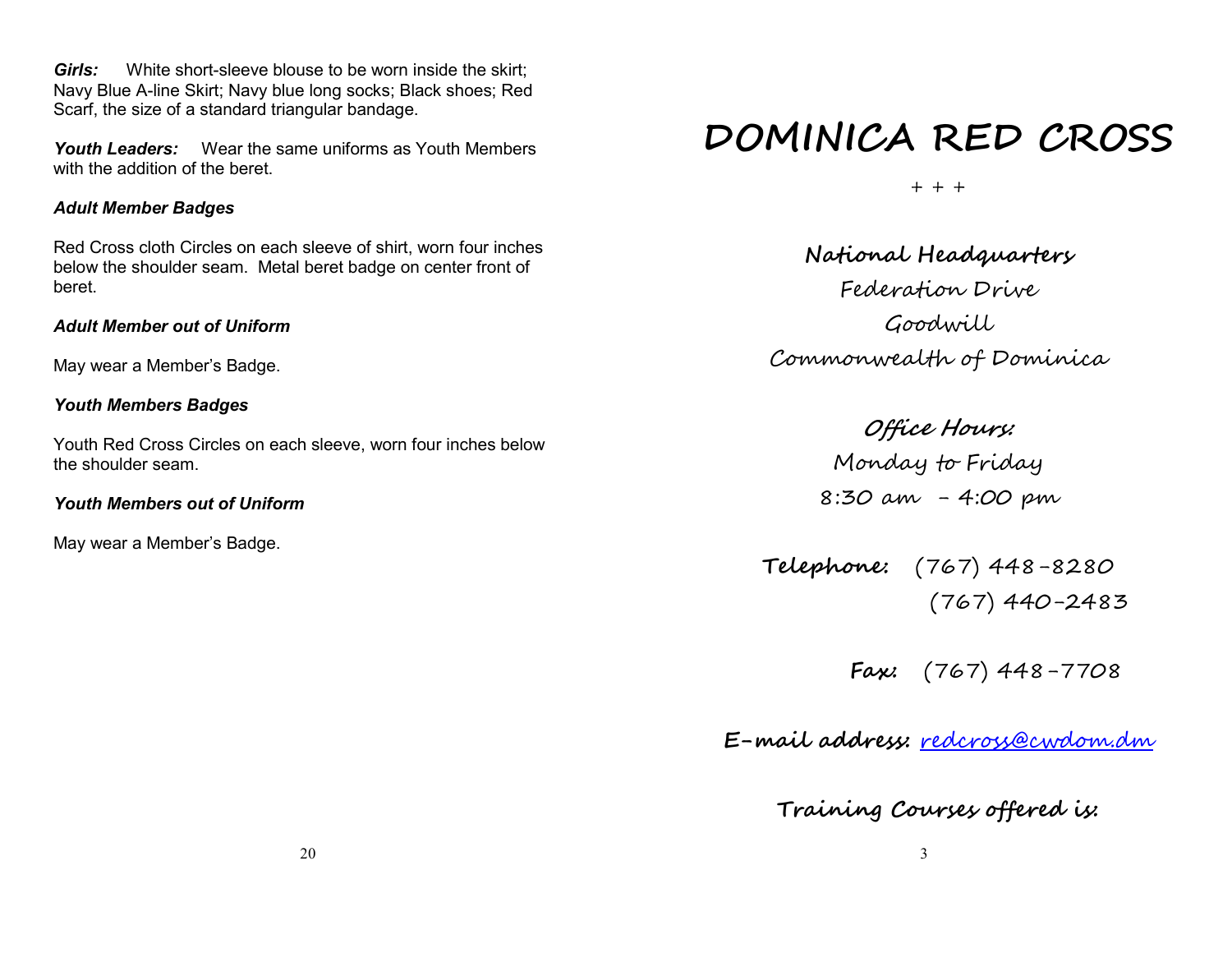***Girls:*** White short-sleeve blouse to be worn inside the skirt; Navy Blue A-line Skirt; Navy blue long socks; Black shoes; Red Scarf, the size of a standard triangular bandage.

***Youth Leaders:*** Wear the same uniforms as Youth Members with the addition of the beret.

***Adult Member Badges***

Red Cross cloth Circles on each sleeve of shirt, worn four inches below the shoulder seam. Metal beret badge on center front of beret.

***Adult Member out of Uniform***

May wear a Member's Badge.

***Youth Members Badges***

Youth Red Cross Circles on each sleeve, worn four inches below the shoulder seam.

***Youth Members out of Uniform***

May wear a Member's Badge.

# DOMINICA RED CROSS

+ + +

**National Headquarters**

Federation Drive

Goodwill

Commonwealth of Dominica

***Office Hours:***

Monday to Friday

8:30 am - 4:00 pm

**Telephone:** (767) 448-8280
(767) 440-2483

**Fax:** (767) 448-7708

**E-mail address:** redcross@cwdom.dm

**Training Courses offered is:**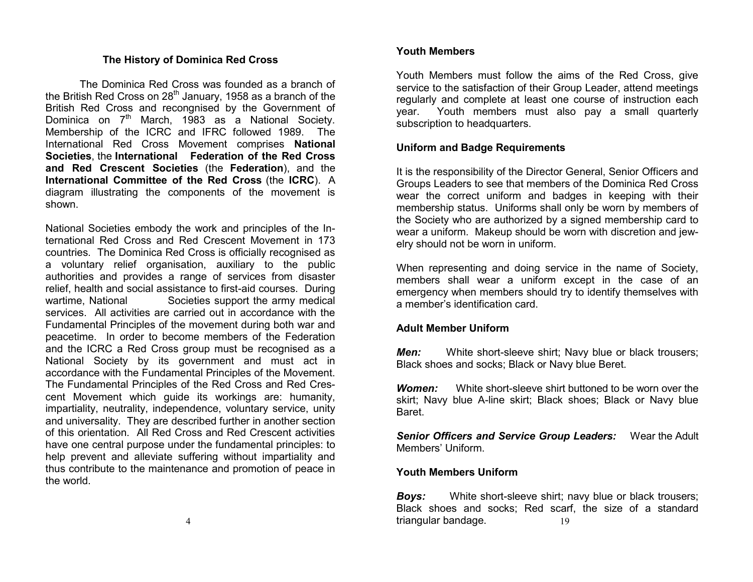## The History of Dominica Red Cross

The Dominica Red Cross was founded as a branch of the British Red Cross on 28th January, 1958 as a branch of the British Red Cross and recongnised by the Government of Dominica on 7th March, 1983 as a National Society. Membership of the ICRC and IFRC followed 1989. The International Red Cross Movement comprises **National Societies**, the **International Federation of the Red Cross and Red Crescent Societies** (the **Federation**), and the **International Committee of the Red Cross** (the **ICRC**). A diagram illustrating the components of the movement is shown.

National Societies embody the work and principles of the International Red Cross and Red Crescent Movement in 173 countries. The Dominica Red Cross is officially recognised as a voluntary relief organisation, auxiliary to the public authorities and provides a range of services from disaster relief, health and social assistance to first-aid courses. During wartime, National Societies support the army medical services. All activities are carried out in accordance with the Fundamental Principles of the movement during both war and peacetime. In order to become members of the Federation and the ICRC a Red Cross group must be recognised as a National Society by its government and must act in accordance with the Fundamental Principles of the Movement. The Fundamental Principles of the Red Cross and Red Crescent Movement which guide its workings are: humanity, impartiality, neutrality, independence, voluntary service, unity and universality. They are described further in another section of this orientation. All Red Cross and Red Crescent activities have one central purpose under the fundamental principles: to help prevent and alleviate suffering without impartiality and thus contribute to the maintenance and promotion of peace in the world.

### Youth Members

Youth Members must follow the aims of the Red Cross, give service to the satisfaction of their Group Leader, attend meetings regularly and complete at least one course of instruction each year. Youth members must also pay a small quarterly subscription to headquarters.

### Uniform and Badge Requirements

It is the responsibility of the Director General, Senior Officers and Groups Leaders to see that members of the Dominica Red Cross wear the correct uniform and badges in keeping with their membership status. Uniforms shall only be worn by members of the Society who are authorized by a signed membership card to wear a uniform. Makeup should be worn with discretion and jewelry should not be worn in uniform.

When representing and doing service in the name of Society, members shall wear a uniform except in the case of an emergency when members should try to identify themselves with a member's identification card.

### Adult Member Uniform

***Men:*** White short-sleeve shirt; Navy blue or black trousers; Black shoes and socks; Black or Navy blue Beret.

***Women:*** White short-sleeve shirt buttoned to be worn over the skirt; Navy blue A-line skirt; Black shoes; Black or Navy blue Baret.

***Senior Officers and Service Group Leaders:*** Wear the Adult Members' Uniform.

### Youth Members Uniform

***Boys:*** White short-sleeve shirt; navy blue or black trousers; Black shoes and socks; Red scarf, the size of a standard triangular bandage.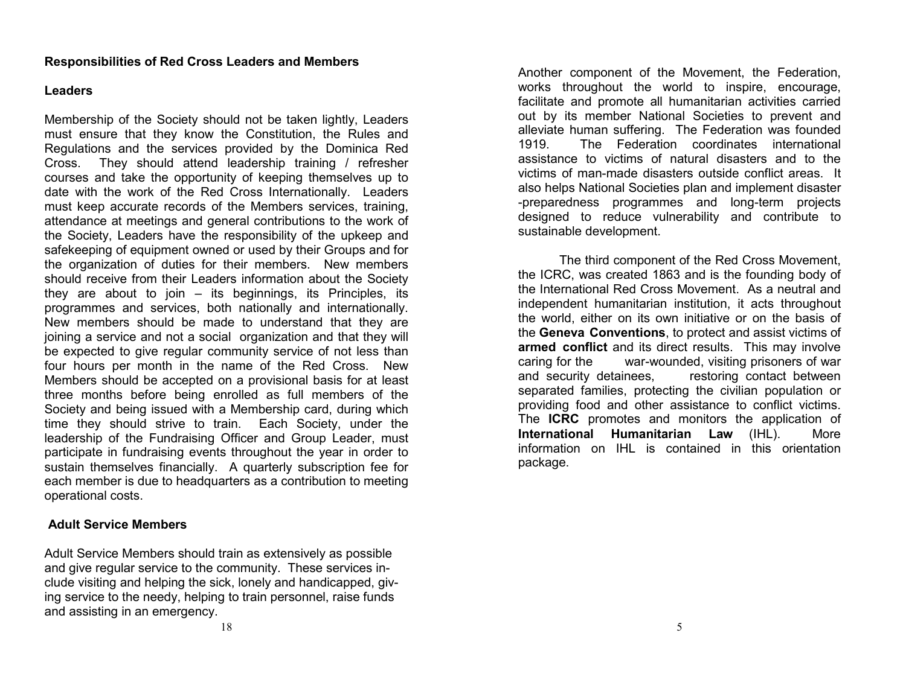## Responsibilities of Red Cross Leaders and Members

### Leaders

Membership of the Society should not be taken lightly, Leaders must ensure that they know the Constitution, the Rules and Regulations and the services provided by the Dominica Red Cross. They should attend leadership training / refresher courses and take the opportunity of keeping themselves up to date with the work of the Red Cross Internationally. Leaders must keep accurate records of the Members services, training, attendance at meetings and general contributions to the work of the Society, Leaders have the responsibility of the upkeep and safekeeping of equipment owned or used by their Groups and for the organization of duties for their members. New members should receive from their Leaders information about the Society they are about to join – its beginnings, its Principles, its programmes and services, both nationally and internationally. New members should be made to understand that they are joining a service and not a social organization and that they will be expected to give regular community service of not less than four hours per month in the name of the Red Cross. New Members should be accepted on a provisional basis for at least three months before being enrolled as full members of the Society and being issued with a Membership card, during which time they should strive to train. Each Society, under the leadership of the Fundraising Officer and Group Leader, must participate in fundraising events throughout the year in order to sustain themselves financially. A quarterly subscription fee for each member is due to headquarters as a contribution to meeting operational costs.

### Adult Service Members

Adult Service Members should train as extensively as possible and give regular service to the community. These services include visiting and helping the sick, lonely and handicapped, giving service to the needy, helping to train personnel, raise funds and assisting in an emergency.

Another component of the Movement, the Federation, works throughout the world to inspire, encourage, facilitate and promote all humanitarian activities carried out by its member National Societies to prevent and alleviate human suffering. The Federation was founded 1919. The Federation coordinates international assistance to victims of natural disasters and to the victims of man-made disasters outside conflict areas. It also helps National Societies plan and implement disaster -preparedness programmes and long-term projects designed to reduce vulnerability and contribute to sustainable development.

The third component of the Red Cross Movement, the ICRC, was created 1863 and is the founding body of the International Red Cross Movement. As a neutral and independent humanitarian institution, it acts throughout the world, either on its own initiative or on the basis of the **Geneva Conventions**, to protect and assist victims of **armed conflict** and its direct results. This may involve caring for the war-wounded, visiting prisoners of war and security detainees, restoring contact between separated families, protecting the civilian population or providing food and other assistance to conflict victims. The **ICRC** promotes and monitors the application of **International Humanitarian Law** (IHL). More information on IHL is contained in this orientation package.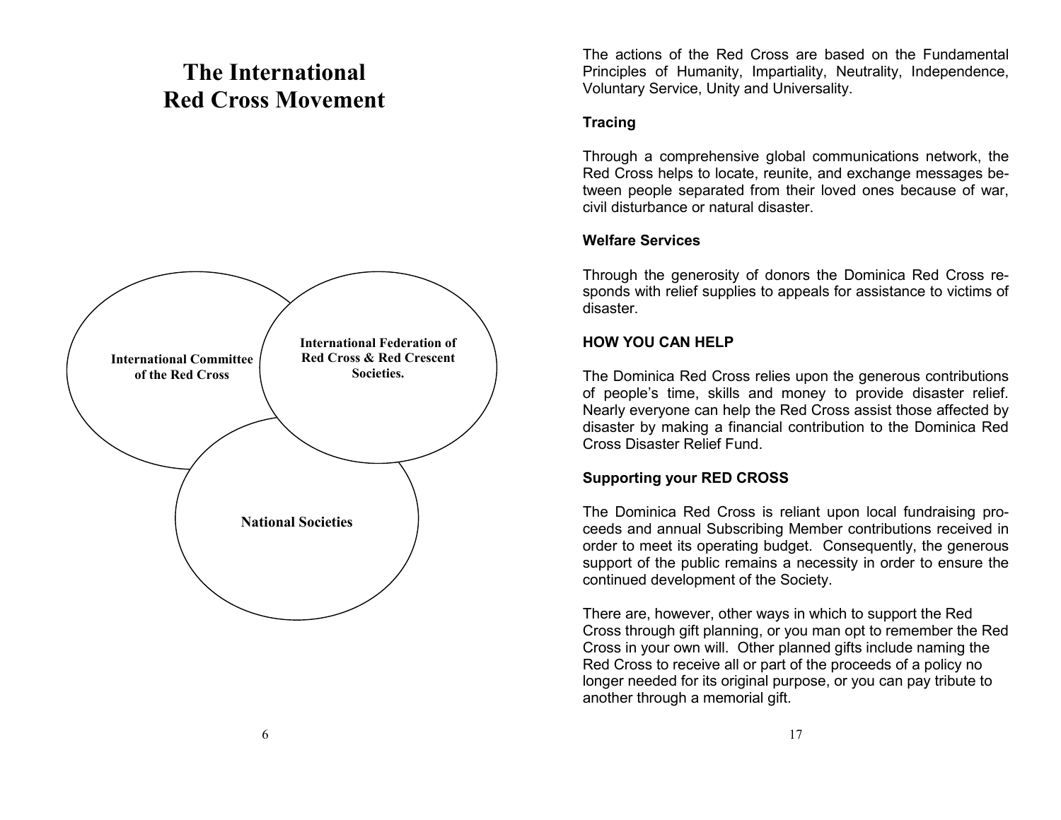# The International Red Cross Movement

International Committee of the Red Cross

International Federation of Red Cross & Red Crescent Societies.

National Societies

The actions of the Red Cross are based on the Fundamental Principles of Humanity, Impartiality, Neutrality, Independence, Voluntary Service, Unity and Universality.

**Tracing**

Through a comprehensive global communications network, the Red Cross helps to locate, reunite, and exchange messages between people separated from their loved ones because of war, civil disturbance or natural disaster.

**Welfare Services**

Through the generosity of donors the Dominica Red Cross responds with relief supplies to appeals for assistance to victims of disaster.

**HOW YOU CAN HELP**

The Dominica Red Cross relies upon the generous contributions of people's time, skills and money to provide disaster relief. Nearly everyone can help the Red Cross assist those affected by disaster by making a financial contribution to the Dominica Red Cross Disaster Relief Fund.

**Supporting your RED CROSS**

The Dominica Red Cross is reliant upon local fundraising proceeds and annual Subscribing Member contributions received in order to meet its operating budget. Consequently, the generous support of the public remains a necessity in order to ensure the continued development of the Society.

There are, however, other ways in which to support the Red Cross through gift planning, or you man opt to remember the Red Cross in your own will. Other planned gifts include naming the Red Cross to receive all or part of the proceeds of a policy no longer needed for its original purpose, or you can pay tribute to another through a memorial gift.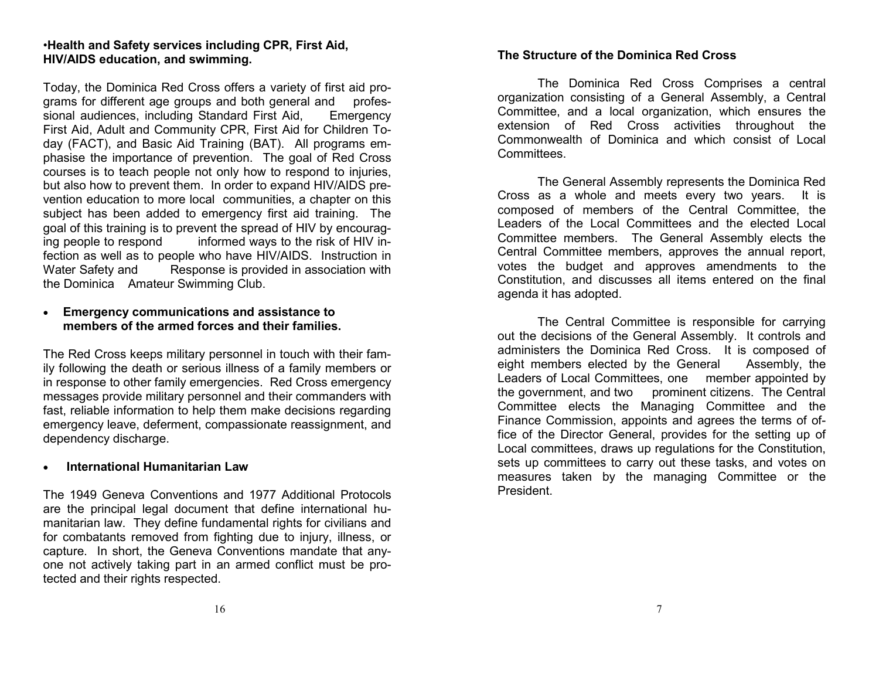**•Health and Safety services including CPR, First Aid, HIV/AIDS education, and swimming.**

Today, the Dominica Red Cross offers a variety of first aid programs for different age groups and both general and professional audiences, including Standard First Aid, Emergency First Aid, Adult and Community CPR, First Aid for Children Today (FACT), and Basic Aid Training (BAT). All programs emphasise the importance of prevention. The goal of Red Cross courses is to teach people not only how to respond to injuries, but also how to prevent them. In order to expand HIV/AIDS prevention education to more local communities, a chapter on this subject has been added to emergency first aid training. The goal of this training is to prevent the spread of HIV by encouraging people to respond informed ways to the risk of HIV infection as well as to people who have HIV/AIDS. Instruction in Water Safety and Response is provided in association with the Dominica Amateur Swimming Club.

- **Emergency communications and assistance to members of the armed forces and their families.**

The Red Cross keeps military personnel in touch with their family following the death or serious illness of a family members or in response to other family emergencies. Red Cross emergency messages provide military personnel and their commanders with fast, reliable information to help them make decisions regarding emergency leave, deferment, compassionate reassignment, and dependency discharge.

- **International Humanitarian Law**

The 1949 Geneva Conventions and 1977 Additional Protocols are the principal legal document that define international humanitarian law. They define fundamental rights for civilians and for combatants removed from fighting due to injury, illness, or capture. In short, the Geneva Conventions mandate that anyone not actively taking part in an armed conflict must be protected and their rights respected.

**The Structure of the Dominica Red Cross**

The Dominica Red Cross Comprises a central organization consisting of a General Assembly, a Central Committee, and a local organization, which ensures the extension of Red Cross activities throughout the Commonwealth of Dominica and which consist of Local Committees.

The General Assembly represents the Dominica Red Cross as a whole and meets every two years. It is composed of members of the Central Committee, the Leaders of the Local Committees and the elected Local Committee members. The General Assembly elects the Central Committee members, approves the annual report, votes the budget and approves amendments to the Constitution, and discusses all items entered on the final agenda it has adopted.

The Central Committee is responsible for carrying out the decisions of the General Assembly. It controls and administers the Dominica Red Cross. It is composed of eight members elected by the General Assembly, the Leaders of Local Committees, one member appointed by the government, and two prominent citizens. The Central Committee elects the Managing Committee and the Finance Commission, appoints and agrees the terms of office of the Director General, provides for the setting up of Local committees, draws up regulations for the Constitution, sets up committees to carry out these tasks, and votes on measures taken by the managing Committee or the President.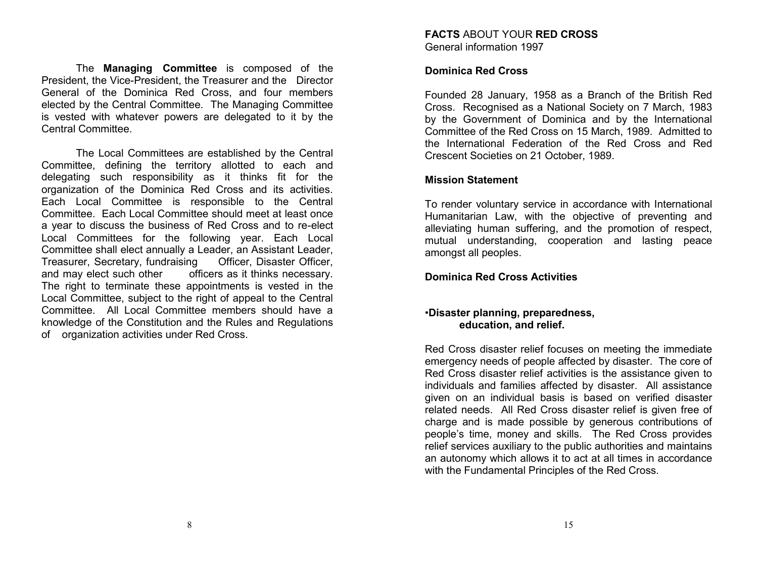The **Managing Committee** is composed of the President, the Vice-President, the Treasurer and the Director General of the Dominica Red Cross, and four members elected by the Central Committee. The Managing Committee is vested with whatever powers are delegated to it by the Central Committee.

The Local Committees are established by the Central Committee, defining the territory allotted to each and delegating such responsibility as it thinks fit for the organization of the Dominica Red Cross and its activities. Each Local Committee is responsible to the Central Committee. Each Local Committee should meet at least once a year to discuss the business of Red Cross and to re-elect Local Committees for the following year. Each Local Committee shall elect annually a Leader, an Assistant Leader, Treasurer, Secretary, fundraising Officer, Disaster Officer, and may elect such other officers as it thinks necessary. The right to terminate these appointments is vested in the Local Committee, subject to the right of appeal to the Central Committee. All Local Committee members should have a knowledge of the Constitution and the Rules and Regulations of organization activities under Red Cross.

**FACTS** ABOUT YOUR **RED CROSS**
General information 1997

**Dominica Red Cross**

Founded 28 January, 1958 as a Branch of the British Red Cross. Recognised as a National Society on 7 March, 1983 by the Government of Dominica and by the International Committee of the Red Cross on 15 March, 1989. Admitted to the International Federation of the Red Cross and Red Crescent Societies on 21 October, 1989.

**Mission Statement**

To render voluntary service in accordance with International Humanitarian Law, with the objective of preventing and alleviating human suffering, and the promotion of respect, mutual understanding, cooperation and lasting peace amongst all peoples.

**Dominica Red Cross Activities**

- **Disaster planning, preparedness, education, and relief.**

Red Cross disaster relief focuses on meeting the immediate emergency needs of people affected by disaster. The core of Red Cross disaster relief activities is the assistance given to individuals and families affected by disaster. All assistance given on an individual basis is based on verified disaster related needs. All Red Cross disaster relief is given free of charge and is made possible by generous contributions of people's time, money and skills. The Red Cross provides relief services auxiliary to the public authorities and maintains an autonomy which allows it to act at all times in accordance with the Fundamental Principles of the Red Cross.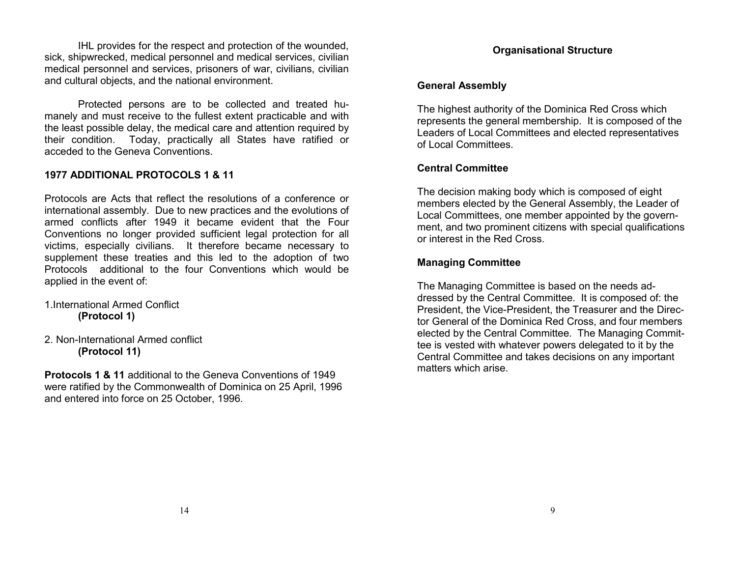IHL provides for the respect and protection of the wounded, sick, shipwrecked, medical personnel and medical services, civilian medical personnel and services, prisoners of war, civilians, civilian and cultural objects, and the national environment.

Protected persons are to be collected and treated humanely and must receive to the fullest extent practicable and with the least possible delay, the medical care and attention required by their condition. Today, practically all States have ratified or acceded to the Geneva Conventions.

### 1977 ADDITIONAL PROTOCOLS 1 & 11

Protocols are Acts that reflect the resolutions of a conference or international assembly. Due to new practices and the evolutions of armed conflicts after 1949 it became evident that the Four Conventions no longer provided sufficient legal protection for all victims, especially civilians. It therefore became necessary to supplement these treaties and this led to the adoption of two Protocols additional to the four Conventions which would be applied in the event of:

1. International Armed Conflict
   **(Protocol 1)**

2. Non-International Armed conflict
   **(Protocol 11)**

**Protocols 1 & 11** additional to the Geneva Conventions of 1949 were ratified by the Commonwealth of Dominica on 25 April, 1996 and entered into force on 25 October, 1996.

## Organisational Structure

### General Assembly

The highest authority of the Dominica Red Cross which represents the general membership. It is composed of the Leaders of Local Committees and elected representatives of Local Committees.

### Central Committee

The decision making body which is composed of eight members elected by the General Assembly, the Leader of Local Committees, one member appointed by the government, and two prominent citizens with special qualifications or interest in the Red Cross.

### Managing Committee

The Managing Committee is based on the needs addressed by the Central Committee. It is composed of: the President, the Vice-President, the Treasurer and the Director General of the Dominica Red Cross, and four members elected by the Central Committee. The Managing Committee is vested with whatever powers delegated to it by the Central Committee and takes decisions on any important matters which arise.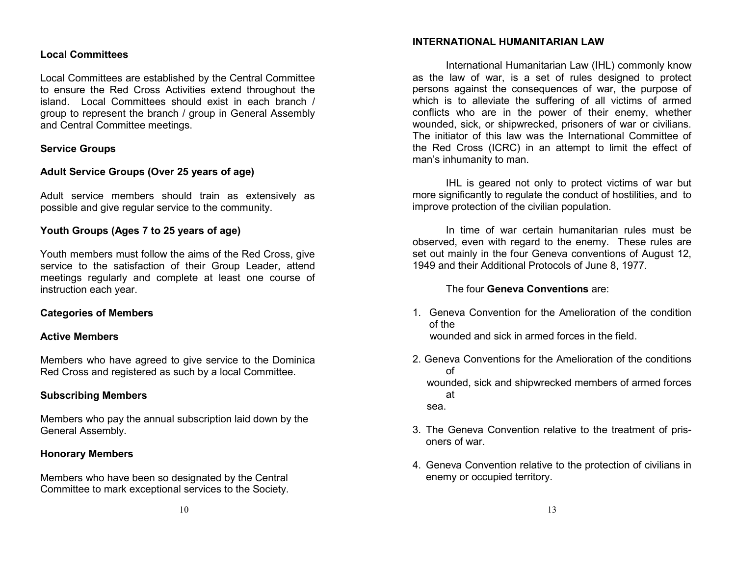### Local Committees

Local Committees are established by the Central Committee to ensure the Red Cross Activities extend throughout the island. Local Committees should exist in each branch / group to represent the branch / group in General Assembly and Central Committee meetings.

### Service Groups

### Adult Service Groups (Over 25 years of age)

Adult service members should train as extensively as possible and give regular service to the community.

### Youth Groups (Ages 7 to 25 years of age)

Youth members must follow the aims of the Red Cross, give service to the satisfaction of their Group Leader, attend meetings regularly and complete at least one course of instruction each year.

### Categories of Members

### Active Members

Members who have agreed to give service to the Dominica Red Cross and registered as such by a local Committee.

### Subscribing Members

Members who pay the annual subscription laid down by the General Assembly.

### Honorary Members

Members who have been so designated by the Central Committee to mark exceptional services to the Society.

## INTERNATIONAL HUMANITARIAN LAW

International Humanitarian Law (IHL) commonly know as the law of war, is a set of rules designed to protect persons against the consequences of war, the purpose of which is to alleviate the suffering of all victims of armed conflicts who are in the power of their enemy, whether wounded, sick, or shipwrecked, prisoners of war or civilians. The initiator of this law was the International Committee of the Red Cross (ICRC) in an attempt to limit the effect of man's inhumanity to man.

IHL is geared not only to protect victims of war but more significantly to regulate the conduct of hostilities, and to improve protection of the civilian population.

In time of war certain humanitarian rules must be observed, even with regard to the enemy. These rules are set out mainly in the four Geneva conventions of August 12, 1949 and their Additional Protocols of June 8, 1977.

The four **Geneva Conventions** are:

1. Geneva Convention for the Amelioration of the condition of the wounded and sick in armed forces in the field.
2. Geneva Conventions for the Amelioration of the conditions of wounded, sick and shipwrecked members of armed forces at sea.
3. The Geneva Convention relative to the treatment of prisoners of war.
4. Geneva Convention relative to the protection of civilians in enemy or occupied territory.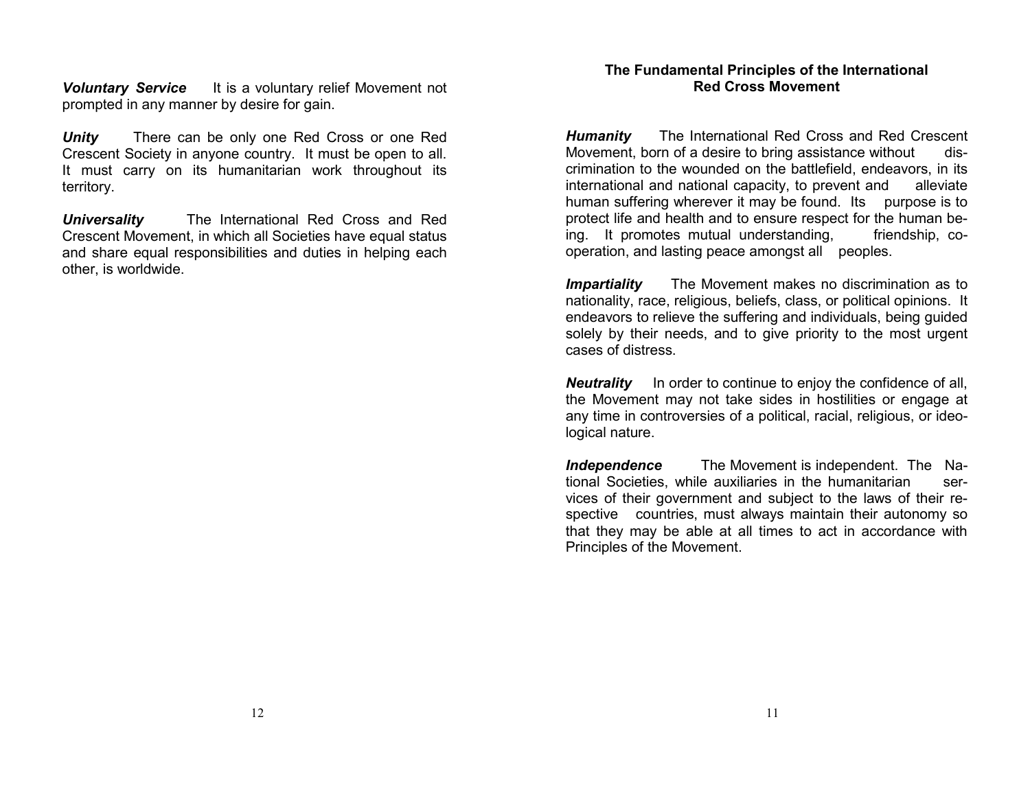## The Fundamental Principles of the International Red Cross Movement

***Humanity*** The International Red Cross and Red Crescent Movement, born of a desire to bring assistance without discrimination to the wounded on the battlefield, endeavors, in its international and national capacity, to prevent and alleviate human suffering wherever it may be found. Its purpose is to protect life and health and to ensure respect for the human being. It promotes mutual understanding, friendship, co-operation, and lasting peace amongst all peoples.

***Impartiality*** The Movement makes no discrimination as to nationality, race, religious, beliefs, class, or political opinions. It endeavors to relieve the suffering and individuals, being guided solely by their needs, and to give priority to the most urgent cases of distress.

***Neutrality*** In order to continue to enjoy the confidence of all, the Movement may not take sides in hostilities or engage at any time in controversies of a political, racial, religious, or ideological nature.

***Independence*** The Movement is independent. The National Societies, while auxiliaries in the humanitarian services of their government and subject to the laws of their respective countries, must always maintain their autonomy so that they may be able at all times to act in accordance with Principles of the Movement.

***Voluntary Service*** It is a voluntary relief Movement not prompted in any manner by desire for gain.

***Unity*** There can be only one Red Cross or one Red Crescent Society in anyone country. It must be open to all. It must carry on its humanitarian work throughout its territory.

***Universality*** The International Red Cross and Red Crescent Movement, in which all Societies have equal status and share equal responsibilities and duties in helping each other, is worldwide.